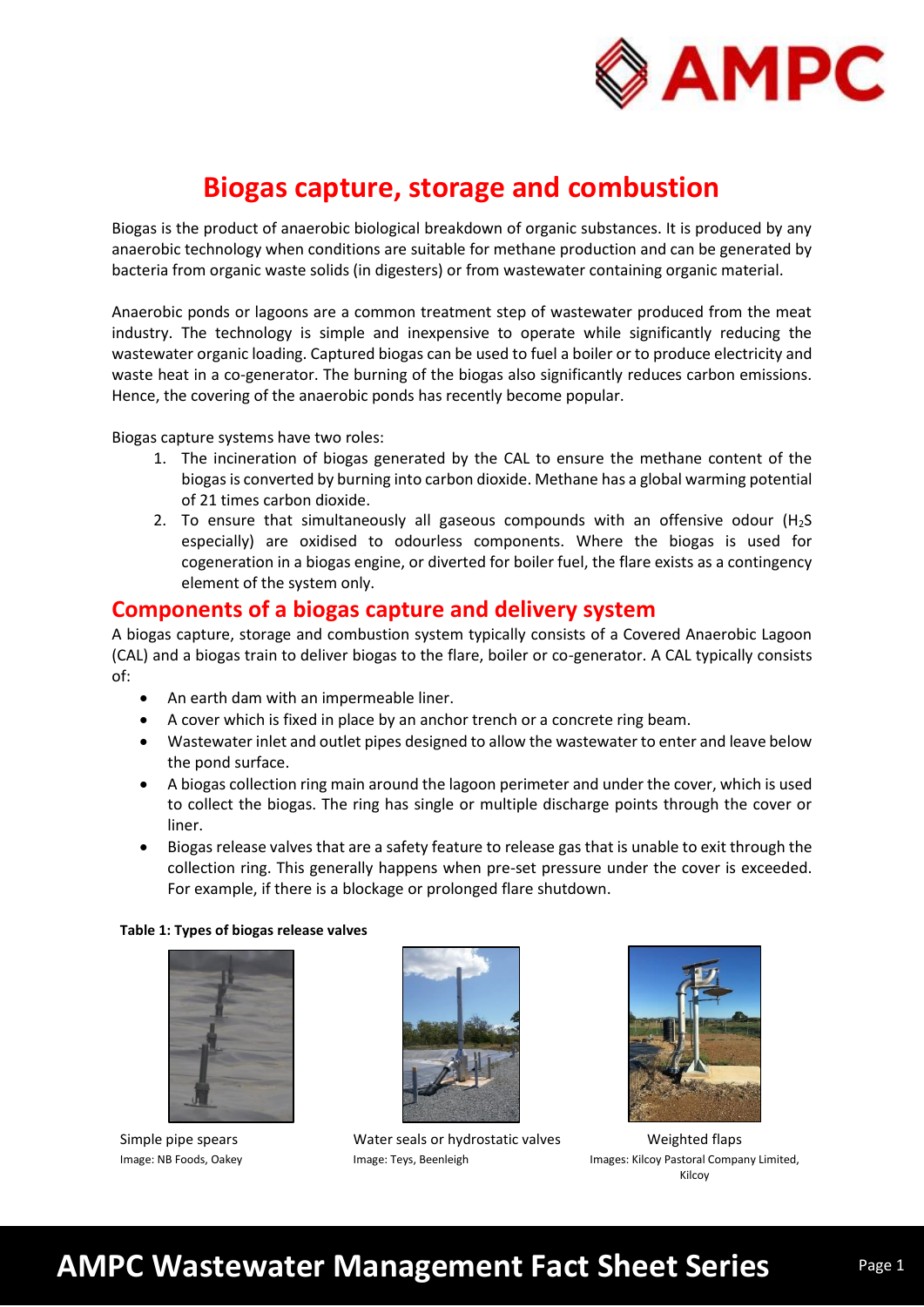# Biogas capture, storage and combustion

Biogas is the product of anaerobic biological breakdown of organic substances. It is produced by any anaerobic technology when conditions are suitable for methane production and can be generated by bacteria from organic waste solids (in digesters) or from wastewater containing organic material.

Anaerobic ponds or lagoons are a common treatment step of wastewater produced from the meat industry. The technology is simple and inexpensive to operate while significantly reducing the wastewater organic loading. Captured biogas can be used to fuel a boiler or to produce electricity and waste heat in a co-generator. The burning of the biogas also significantly reduces carbon emissions. Hence, the covering of the anaerobic ponds has recently become popular.

Biogas capture systems have two roles:

1. The incineration of biogas generated by the CAL to ensure the methane content of the biogas is converted by burning into carbon dioxide. Methane has a global warming potential of 21 times carbon dioxide.
2. To ensure that simultaneously all gaseous compounds with an offensive odour ($H_2S$ especially) are oxidised to odourless components. Where the biogas is used for cogeneration in a biogas engine, or diverted for boiler fuel, the flare exists as a contingency element of the system only.

## Components of a biogas capture and delivery system

A biogas capture, storage and combustion system typically consists of a Covered Anaerobic Lagoon (CAL) and a biogas train to deliver biogas to the flare, boiler or co-generator. A CAL typically consists of:

- An earth dam with an impermeable liner.
- A cover which is fixed in place by an anchor trench or a concrete ring beam.
- Wastewater inlet and outlet pipes designed to allow the wastewater to enter and leave below the pond surface.
- A biogas collection ring main around the lagoon perimeter and under the cover, which is used to collect the biogas. The ring has single or multiple discharge points through the cover or liner.
- Biogas release valves that are a safety feature to release gas that is unable to exit through the collection ring. This generally happens when pre-set pressure under the cover is exceeded. For example, if there is a blockage or prolonged flare shutdown.

**Table 1: Types of biogas release valves**

| Simple pipe spears | Water seals or hydrostatic valves | Weighted flaps |
|---|---|---|
| Image: NB Foods, Oakey | Image: Teys, Beenleigh | Images: Kilcoy Pastoral Company Limited, Kilcoy |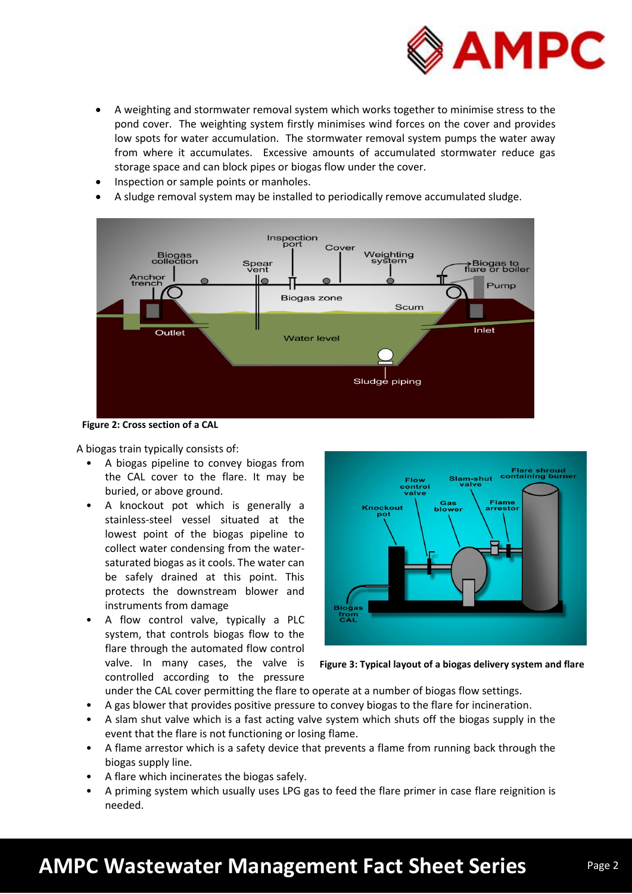- A weighting and stormwater removal system which works together to minimise stress to the pond cover. The weighting system firstly minimises wind forces on the cover and provides low spots for water accumulation. The stormwater removal system pumps the water away from where it accumulates. Excessive amounts of accumulated stormwater reduce gas storage space and can block pipes or biogas flow under the cover.
- Inspection or sample points or manholes.
- A sludge removal system may be installed to periodically remove accumulated sludge.

**Figure 2: Cross section of a CAL**

A biogas train typically consists of:

- A biogas pipeline to convey biogas from the CAL cover to the flare. It may be buried, or above ground.
- A knockout pot which is generally a stainless-steel vessel situated at the lowest point of the biogas pipeline to collect water condensing from the water-saturated biogas as it cools. The water can be safely drained at this point. This protects the downstream blower and instruments from damage
- A flow control valve, typically a PLC system, that controls biogas flow to the flare through the automated flow control valve. In many cases, the valve is controlled according to the pressure under the CAL cover permitting the flare to operate at a number of biogas flow settings.
- A gas blower that provides positive pressure to convey biogas to the flare for incineration.
- A slam shut valve which is a fast acting valve system which shuts off the biogas supply in the event that the flare is not functioning or losing flame.
- A flame arrestor which is a safety device that prevents a flame from running back through the biogas supply line.
- A flare which incinerates the biogas safely.
- A priming system which usually uses LPG gas to feed the flare primer in case flare reignition is needed.

**Figure 3: Typical layout of a biogas delivery system and flare**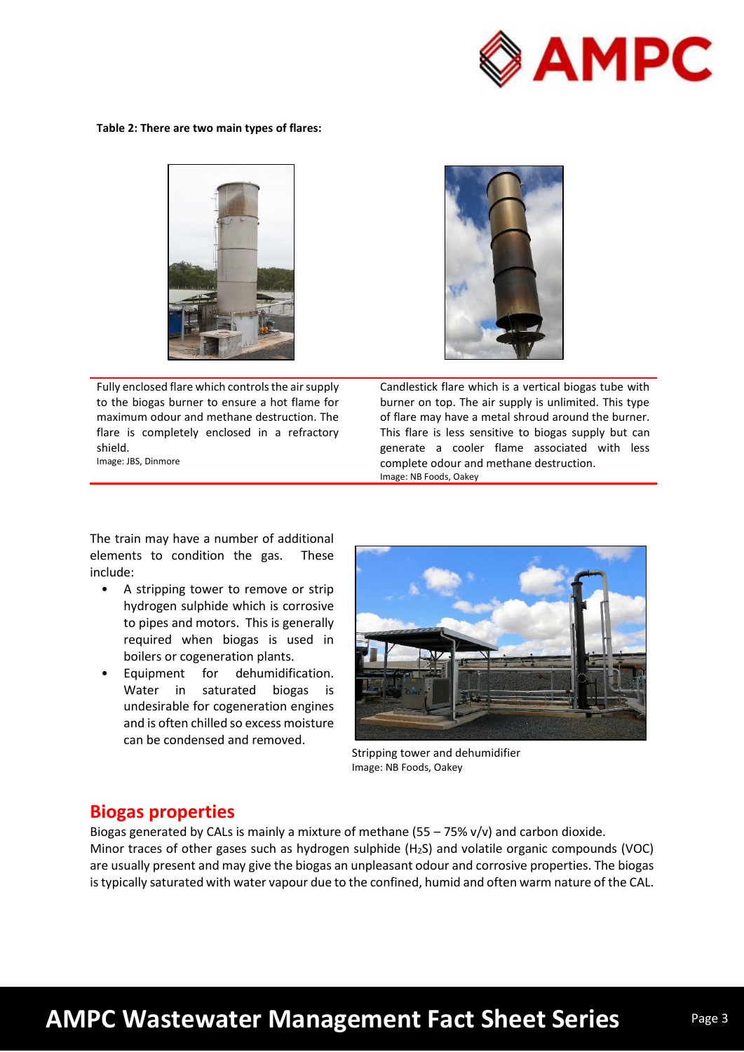**Table 2: There are two main types of flares:**

| Fully enclosed flare | Candlestick flare |
|---|---|
| Fully enclosed flare which controls the air supply to the biogas burner to ensure a hot flame for maximum odour and methane destruction. The flare is completely enclosed in a refractory shield.<br>Image: JBS, Dinmore | Candlestick flare which is a vertical biogas tube with burner on top. The air supply is unlimited. This type of flare may have a metal shroud around the burner. This flare is less sensitive to biogas supply but can generate a cooler flame associated with less complete odour and methane destruction.<br>Image: NB Foods, Oakey |

The train may have a number of additional elements to condition the gas. These include:

- A stripping tower to remove or strip hydrogen sulphide which is corrosive to pipes and motors. This is generally required when biogas is used in boilers or cogeneration plants.
- Equipment for dehumidification. Water in saturated biogas is undesirable for cogeneration engines and is often chilled so excess moisture can be condensed and removed.

Stripping tower and dehumidifier
Image: NB Foods, Oakey

## Biogas properties

Biogas generated by CALs is mainly a mixture of methane (55 – 75% v/v) and carbon dioxide. Minor traces of other gases such as hydrogen sulphide ($H_2S$) and volatile organic compounds (VOC) are usually present and may give the biogas an unpleasant odour and corrosive properties. The biogas is typically saturated with water vapour due to the confined, humid and often warm nature of the CAL.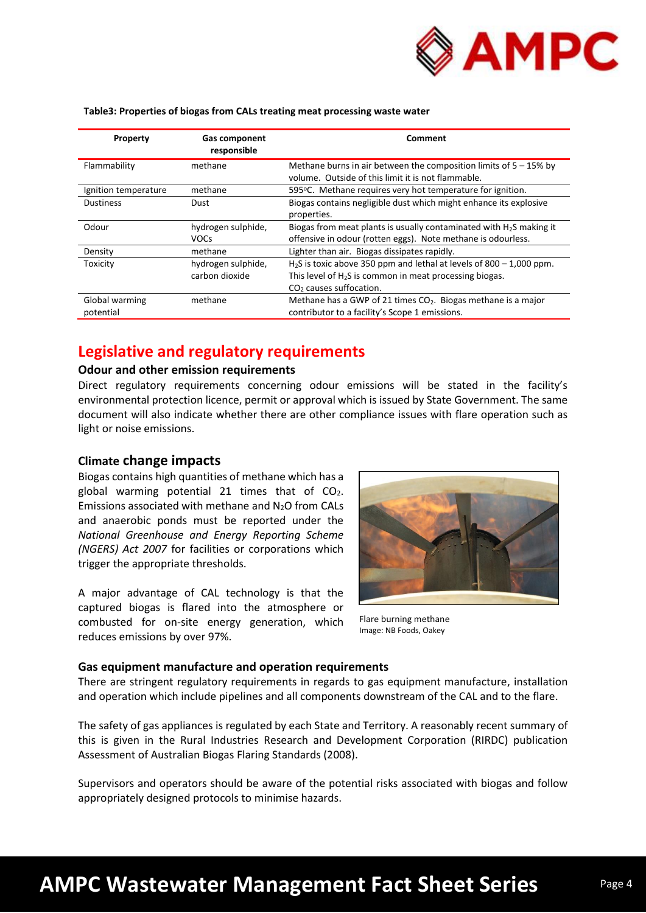**Table3: Properties of biogas from CALs treating meat processing waste water**

| Property | Gas component responsible | Comment |
|---|---|---|
| Flammability | methane | Methane burns in air between the composition limits of 5 – 15% by volume. Outside of this limit it is not flammable. |
| Ignition temperature | methane | 595°C. Methane requires very hot temperature for ignition. |
| Dustiness | Dust | Biogas contains negligible dust which might enhance its explosive properties. |
| Odour | hydrogen sulphide, VOCs | Biogas from meat plants is usually contaminated with $H_2S$ making it offensive in odour (rotten eggs). Note methane is odourless. |
| Density | methane | Lighter than air. Biogas dissipates rapidly. |
| Toxicity | hydrogen sulphide, carbon dioxide | $H_2S$ is toxic above 350 ppm and lethal at levels of 800 – 1,000 ppm. This level of $H_2S$ is common in meat processing biogas. $CO_2$ causes suffocation. |
| Global warming potential | methane | Methane has a GWP of 21 times $CO_2$. Biogas methane is a major contributor to a facility's Scope 1 emissions. |

## Legislative and regulatory requirements

### Odour and other emission requirements

Direct regulatory requirements concerning odour emissions will be stated in the facility's environmental protection licence, permit or approval which is issued by State Government. The same document will also indicate whether there are other compliance issues with flare operation such as light or noise emissions.

### Climate change impacts

Biogas contains high quantities of methane which has a global warming potential 21 times that of $CO_2$. Emissions associated with methane and $N_2O$ from CALs and anaerobic ponds must be reported under the *National Greenhouse and Energy Reporting Scheme (NGERS) Act 2007* for facilities or corporations which trigger the appropriate thresholds.

A major advantage of CAL technology is that the captured biogas is flared into the atmosphere or combusted for on-site energy generation, which reduces emissions by over 97%.

Flare burning methane
Image: NB Foods, Oakey

### Gas equipment manufacture and operation requirements

There are stringent regulatory requirements in regards to gas equipment manufacture, installation and operation which include pipelines and all components downstream of the CAL and to the flare.

The safety of gas appliances is regulated by each State and Territory. A reasonably recent summary of this is given in the Rural Industries Research and Development Corporation (RIRDC) publication Assessment of Australian Biogas Flaring Standards (2008).

Supervisors and operators should be aware of the potential risks associated with biogas and follow appropriately designed protocols to minimise hazards.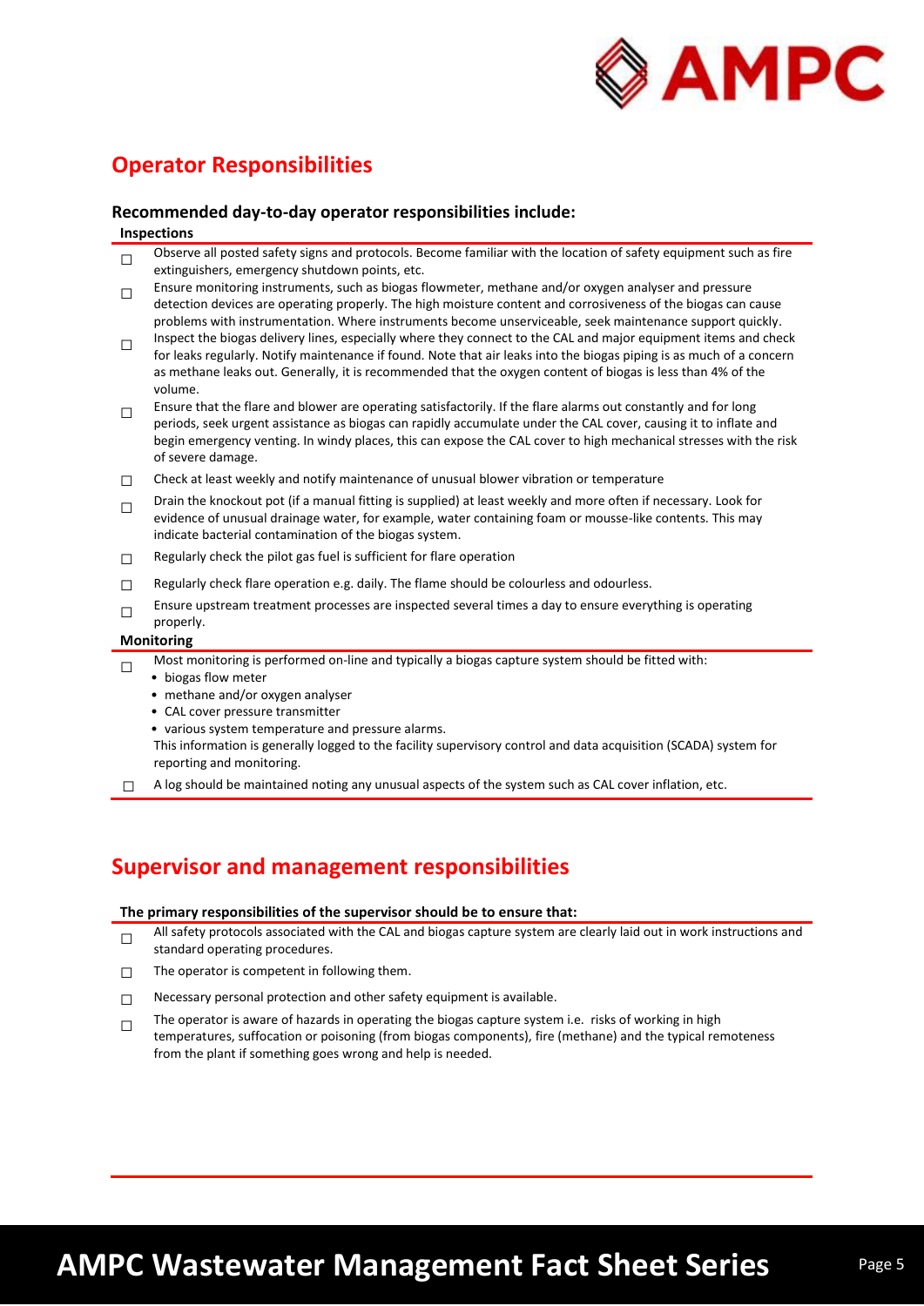## Operator Responsibilities

### Recommended day-to-day operator responsibilities include:

**Inspections**

- ☐ Observe all posted safety signs and protocols. Become familiar with the location of safety equipment such as fire extinguishers, emergency shutdown points, etc.
- ☐ Ensure monitoring instruments, such as biogas flowmeter, methane and/or oxygen analyser and pressure detection devices are operating properly. The high moisture content and corrosiveness of the biogas can cause problems with instrumentation. Where instruments become unserviceable, seek maintenance support quickly.
- ☐ Inspect the biogas delivery lines, especially where they connect to the CAL and major equipment items and check for leaks regularly. Notify maintenance if found. Note that air leaks into the biogas piping is as much of a concern as methane leaks out. Generally, it is recommended that the oxygen content of biogas is less than 4% of the volume.
- ☐ Ensure that the flare and blower are operating satisfactorily. If the flare alarms out constantly and for long periods, seek urgent assistance as biogas can rapidly accumulate under the CAL cover, causing it to inflate and begin emergency venting. In windy places, this can expose the CAL cover to high mechanical stresses with the risk of severe damage.
- ☐ Check at least weekly and notify maintenance of unusual blower vibration or temperature
- ☐ Drain the knockout pot (if a manual fitting is supplied) at least weekly and more often if necessary. Look for evidence of unusual drainage water, for example, water containing foam or mousse-like contents. This may indicate bacterial contamination of the biogas system.
- ☐ Regularly check the pilot gas fuel is sufficient for flare operation
- ☐ Regularly check flare operation e.g. daily. The flame should be colourless and odourless.
- ☐ Ensure upstream treatment processes are inspected several times a day to ensure everything is operating properly.

**Monitoring**

- ☐ Most monitoring is performed on-line and typically a biogas capture system should be fitted with:
  - biogas flow meter
  - methane and/or oxygen analyser
  - CAL cover pressure transmitter
  - various system temperature and pressure alarms.

  This information is generally logged to the facility supervisory control and data acquisition (SCADA) system for reporting and monitoring.
- ☐ A log should be maintained noting any unusual aspects of the system such as CAL cover inflation, etc.

## Supervisor and management responsibilities

**The primary responsibilities of the supervisor should be to ensure that:**

- ☐ All safety protocols associated with the CAL and biogas capture system are clearly laid out in work instructions and standard operating procedures.
- ☐ The operator is competent in following them.
- ☐ Necessary personal protection and other safety equipment is available.
- ☐ The operator is aware of hazards in operating the biogas capture system i.e. risks of working in high temperatures, suffocation or poisoning (from biogas components), fire (methane) and the typical remoteness from the plant if something goes wrong and help is needed.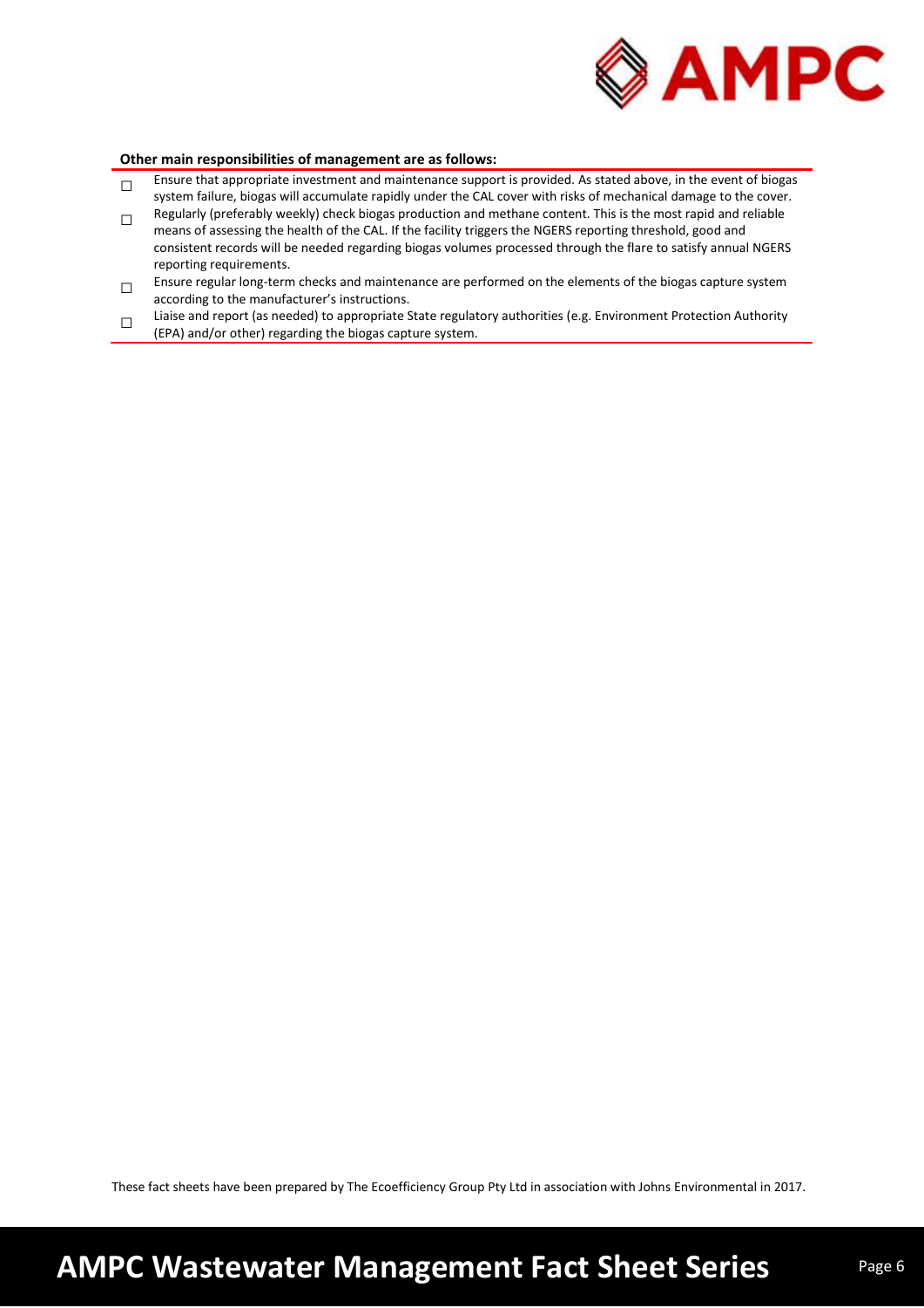**Other main responsibilities of management are as follows:**

- ☐ Ensure that appropriate investment and maintenance support is provided. As stated above, in the event of biogas system failure, biogas will accumulate rapidly under the CAL cover with risks of mechanical damage to the cover.
- ☐ Regularly (preferably weekly) check biogas production and methane content. This is the most rapid and reliable means of assessing the health of the CAL. If the facility triggers the NGERS reporting threshold, good and consistent records will be needed regarding biogas volumes processed through the flare to satisfy annual NGERS reporting requirements.
- ☐ Ensure regular long-term checks and maintenance are performed on the elements of the biogas capture system according to the manufacturer's instructions.
- ☐ Liaise and report (as needed) to appropriate State regulatory authorities (e.g. Environment Protection Authority (EPA) and/or other) regarding the biogas capture system.

These fact sheets have been prepared by The Ecoefficiency Group Pty Ltd in association with Johns Environmental in 2017.